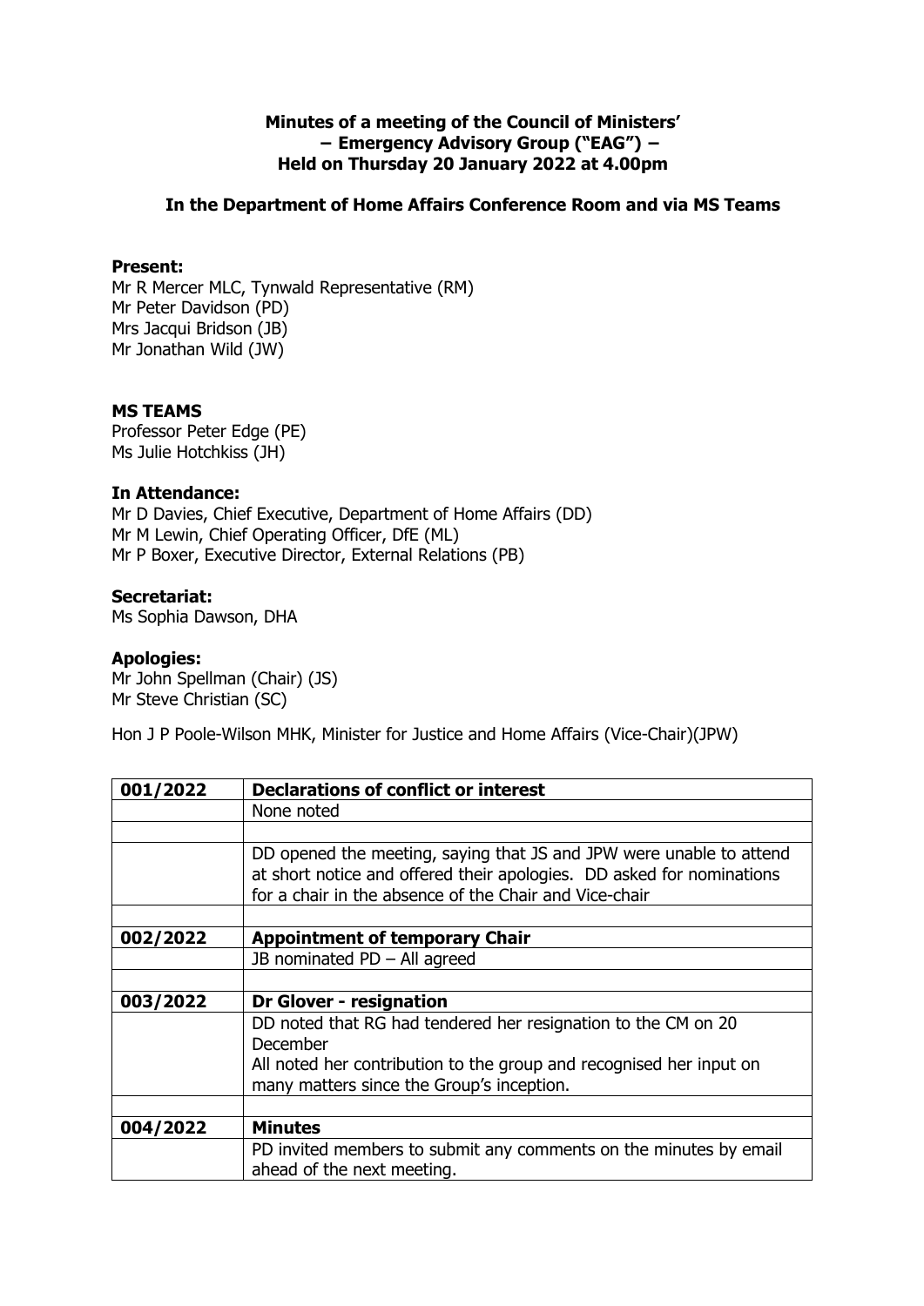**Minutes of a meeting of the Council of Ministers'**
**– Emergency Advisory Group ("EAG") –**
**Held on Thursday 20 January 2022 at 4.00pm**

**In the Department of Home Affairs Conference Room and via MS Teams**

**Present:**
Mr R Mercer MLC, Tynwald Representative (RM)
Mr Peter Davidson (PD)
Mrs Jacqui Bridson (JB)
Mr Jonathan Wild (JW)

**MS TEAMS**
Professor Peter Edge (PE)
Ms Julie Hotchkiss (JH)

**In Attendance:**
Mr D Davies, Chief Executive, Department of Home Affairs (DD)
Mr M Lewin, Chief Operating Officer, DfE (ML)
Mr P Boxer, Executive Director, External Relations (PB)

**Secretariat:**
Ms Sophia Dawson, DHA

**Apologies:**
Mr John Spellman (Chair) (JS)
Mr Steve Christian (SC)

Hon J P Poole-Wilson MHK, Minister for Justice and Home Affairs (Vice-Chair)(JPW)

| | |
|---|---|
| **001/2022** | **Declarations of conflict or interest** |
| | None noted |
| | |
| | DD opened the meeting, saying that JS and JPW were unable to attend at short notice and offered their apologies. DD asked for nominations for a chair in the absence of the Chair and Vice-chair |
| | |
| **002/2022** | **Appointment of temporary Chair** |
| | JB nominated PD – All agreed |
| | |
| **003/2022** | **Dr Glover - resignation** |
| | DD noted that RG had tendered her resignation to the CM on 20 December<br>All noted her contribution to the group and recognised her input on many matters since the Group's inception. |
| | |
| **004/2022** | **Minutes** |
| | PD invited members to submit any comments on the minutes by email ahead of the next meeting. |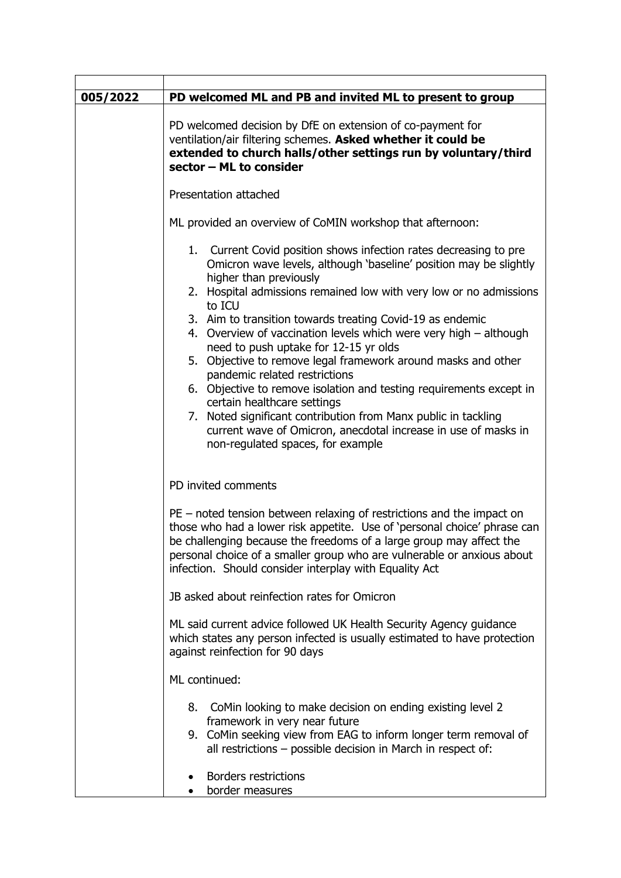| | |
|---|---|
| **005/2022** | **PD welcomed ML and PB and invited ML to present to group** |
| | PD welcomed decision by DfE on extension of co-payment for ventilation/air filtering schemes. **Asked whether it could be extended to church halls/other settings run by voluntary/third sector – ML to consider**<br><br>Presentation attached<br><br>ML provided an overview of CoMIN workshop that afternoon:<br><br>1. Current Covid position shows infection rates decreasing to pre Omicron wave levels, although 'baseline' position may be slightly higher than previously<br>2. Hospital admissions remained low with very low or no admissions to ICU<br>3. Aim to transition towards treating Covid-19 as endemic<br>4. Overview of vaccination levels which were very high – although need to push uptake for 12-15 yr olds<br>5. Objective to remove legal framework around masks and other pandemic related restrictions<br>6. Objective to remove isolation and testing requirements except in certain healthcare settings<br>7. Noted significant contribution from Manx public in tackling current wave of Omicron, anecdotal increase in use of masks in non-regulated spaces, for example<br><br>PD invited comments<br><br>PE – noted tension between relaxing of restrictions and the impact on those who had a lower risk appetite. Use of 'personal choice' phrase can be challenging because the freedoms of a large group may affect the personal choice of a smaller group who are vulnerable or anxious about infection. Should consider interplay with Equality Act<br><br>JB asked about reinfection rates for Omicron<br><br>ML said current advice followed UK Health Security Agency guidance which states any person infected is usually estimated to have protection against reinfection for 90 days<br><br>ML continued:<br><br>8. CoMin looking to make decision on ending existing level 2 framework in very near future<br>9. CoMin seeking view from EAG to inform longer term removal of all restrictions – possible decision in March in respect of:<br><br>• Borders restrictions<br>• border measures |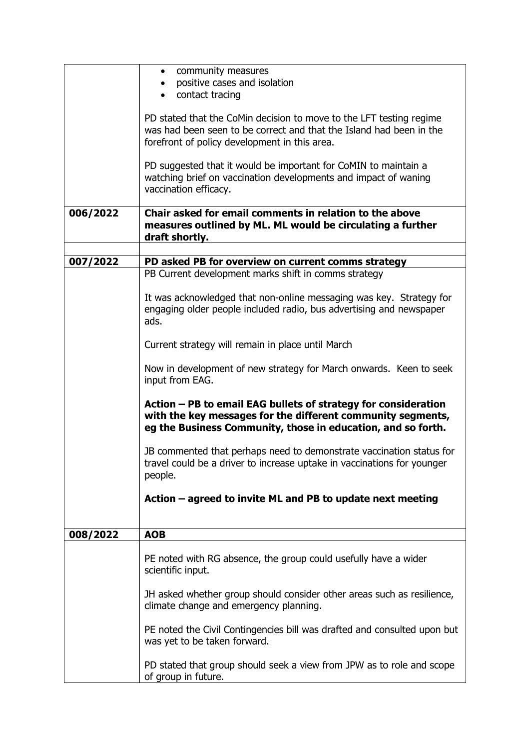| | |
|---|---|
| | • community measures<br>• positive cases and isolation<br>• contact tracing<br><br>PD stated that the CoMin decision to move to the LFT testing regime was had been seen to be correct and that the Island had been in the forefront of policy development in this area.<br><br>PD suggested that it would be important for CoMIN to maintain a watching brief on vaccination developments and impact of waning vaccination efficacy. |
| **006/2022** | **Chair asked for email comments in relation to the above measures outlined by ML. ML would be circulating a further draft shortly.** |
| | |
| **007/2022** | **PD asked PB for overview on current comms strategy** |
| | PB Current development marks shift in comms strategy<br><br>It was acknowledged that non-online messaging was key. Strategy for engaging older people included radio, bus advertising and newspaper ads.<br><br>Current strategy will remain in place until March<br><br>Now in development of new strategy for March onwards. Keen to seek input from EAG.<br><br>**Action – PB to email EAG bullets of strategy for consideration with the key messages for the different community segments, eg the Business Community, those in education, and so forth.**<br><br>JB commented that perhaps need to demonstrate vaccination status for travel could be a driver to increase uptake in vaccinations for younger people.<br><br>**Action – agreed to invite ML and PB to update next meeting** |
| **008/2022** | **AOB** |
| | PE noted with RG absence, the group could usefully have a wider scientific input.<br><br>JH asked whether group should consider other areas such as resilience, climate change and emergency planning.<br><br>PE noted the Civil Contingencies bill was drafted and consulted upon but was yet to be taken forward.<br><br>PD stated that group should seek a view from JPW as to role and scope of group in future. |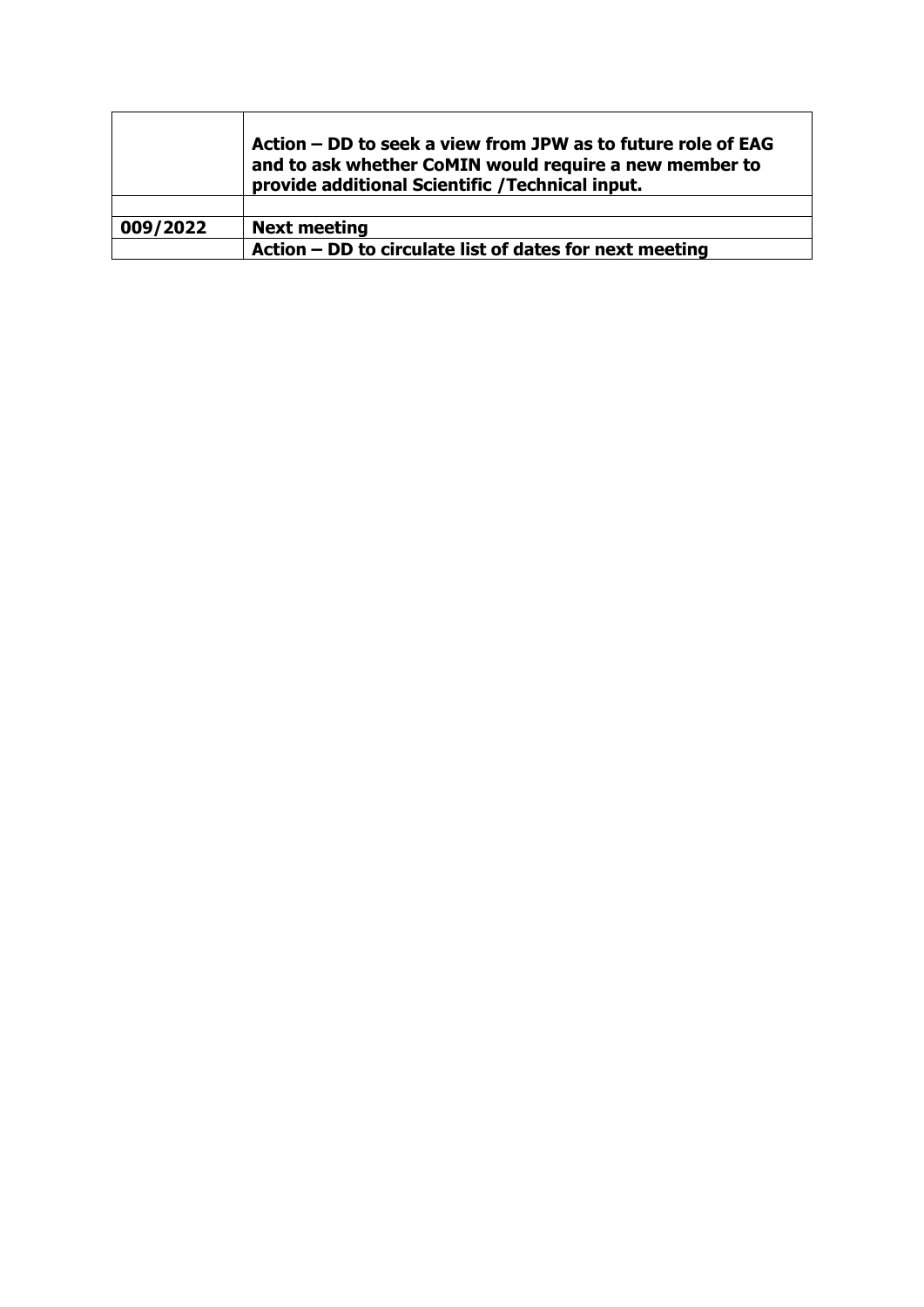| | |
|---|---|
| | **Action – DD to seek a view from JPW as to future role of EAG and to ask whether CoMIN would require a new member to provide additional Scientific /Technical input.** |
| | |
| **009/2022** | **Next meeting** |
| | **Action – DD to circulate list of dates for next meeting** |